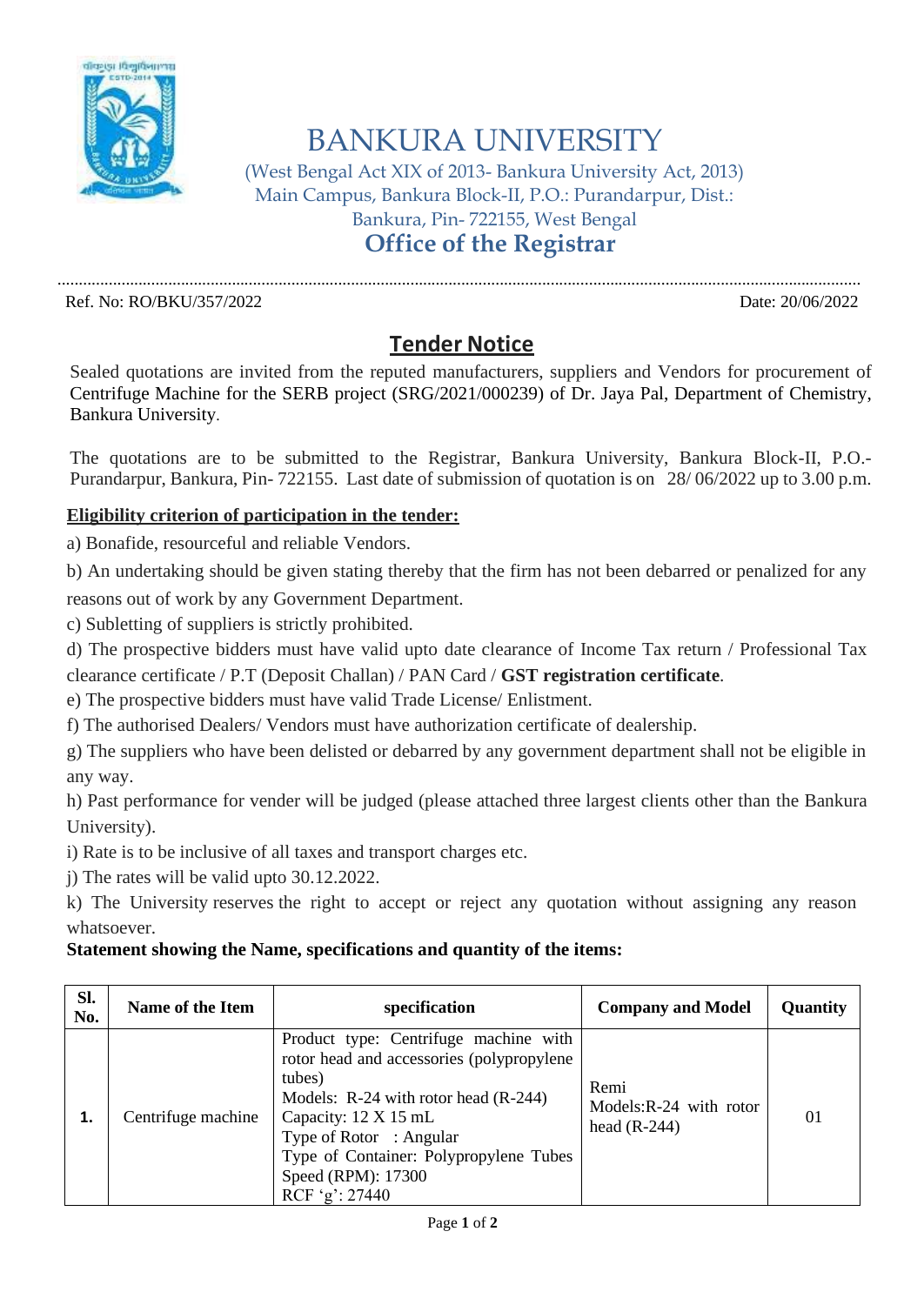# BANKURA UNIVERSITY

(West Bengal Act XIX of 2013- Bankura University Act, 2013)
Main Campus, Bankura Block-II, P.O.: Purandarpur, Dist.: Bankura, Pin- 722155, West Bengal

## Office of the Registrar

Ref. No: RO/BKU/357/2022 Date: 20/06/2022

## Tender Notice

Sealed quotations are invited from the reputed manufacturers, suppliers and Vendors for procurement of Centrifuge Machine for the SERB project (SRG/2021/000239) of Dr. Jaya Pal, Department of Chemistry, Bankura University.

The quotations are to be submitted to the Registrar, Bankura University, Bankura Block-II, P.O.- Purandarpur, Bankura, Pin- 722155. Last date of submission of quotation is on 28/ 06/2022 up to 3.00 p.m.

**Eligibility criterion of participation in the tender:**

a) Bonafide, resourceful and reliable Vendors.

b) An undertaking should be given stating thereby that the firm has not been debarred or penalized for any reasons out of work by any Government Department.

c) Subletting of suppliers is strictly prohibited.

d) The prospective bidders must have valid upto date clearance of Income Tax return / Professional Tax clearance certificate / P.T (Deposit Challan) / PAN Card / **GST registration certificate**.

e) The prospective bidders must have valid Trade License/ Enlistment.

f) The authorised Dealers/ Vendors must have authorization certificate of dealership.

g) The suppliers who have been delisted or debarred by any government department shall not be eligible in any way.

h) Past performance for vender will be judged (please attached three largest clients other than the Bankura University).

i) Rate is to be inclusive of all taxes and transport charges etc.

j) The rates will be valid upto 30.12.2022.

k) The University reserves the right to accept or reject any quotation without assigning any reason whatsoever.

**Statement showing the Name, specifications and quantity of the items:**

| Sl. No. | Name of the Item | specification | Company and Model | Quantity |
|---|---|---|---|---|
| **1.** | Centrifuge machine | Product type: Centrifuge machine with rotor head and accessories (polypropylene tubes)<br>Models: R-24 with rotor head (R-244)<br>Capacity: 12 X 15 mL<br>Type of Rotor : Angular<br>Type of Container: Polypropylene Tubes<br>Speed (RPM): 17300<br>RCF 'g': 27440 | Remi<br>Models:R-24 with rotor head (R-244) | 01 |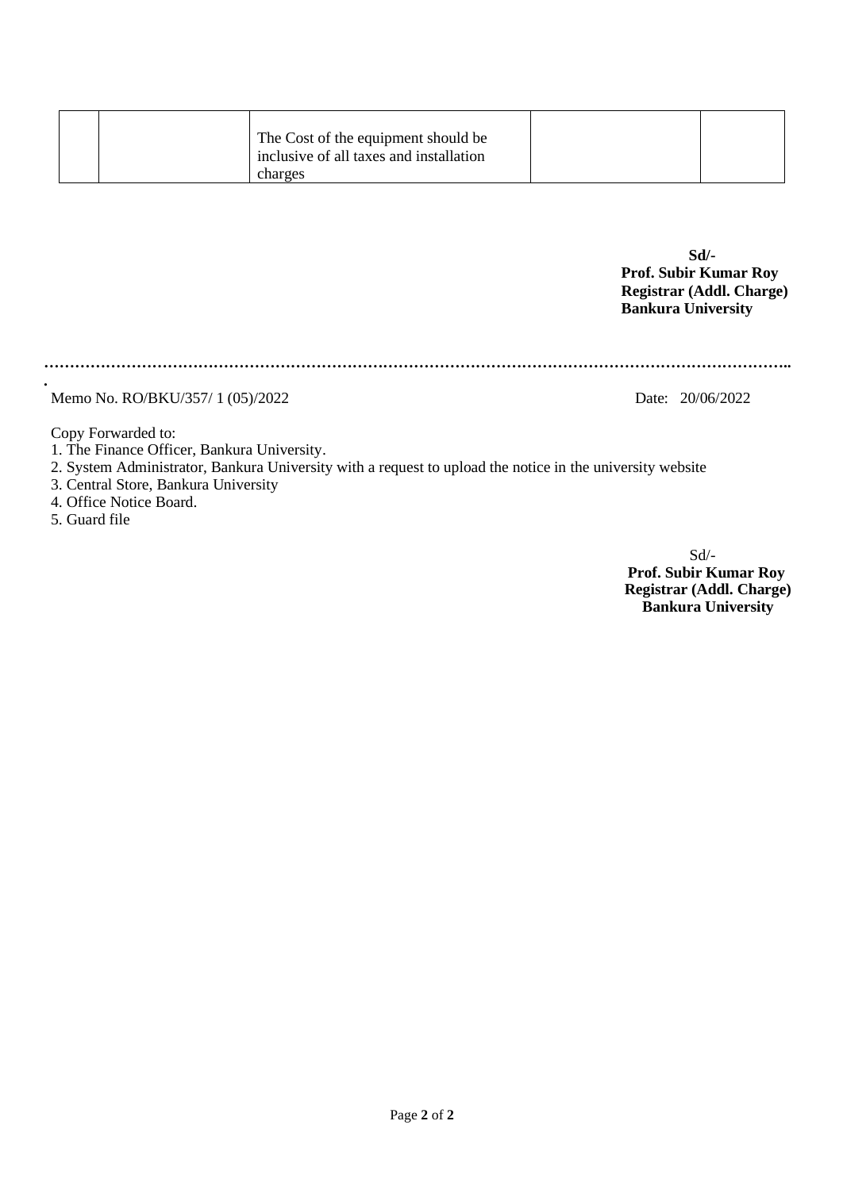| | | | | |
|---|---|---|---|---|
| | | The Cost of the equipment should be inclusive of all taxes and installation charges | | |

**Sd/-**
**Prof. Subir Kumar Roy**
**Registrar (Addl. Charge)**
**Bankura University**

……………………………………………………………………………………………………………………………..

Memo No. RO/BKU/357/ 1 (05)/2022 Date: 20/06/2022

Copy Forwarded to:

1. The Finance Officer, Bankura University.
2. System Administrator, Bankura University with a request to upload the notice in the university website
3. Central Store, Bankura University
4. Office Notice Board.
5. Guard file

Sd/-
**Prof. Subir Kumar Roy**
**Registrar (Addl. Charge)**
**Bankura University**